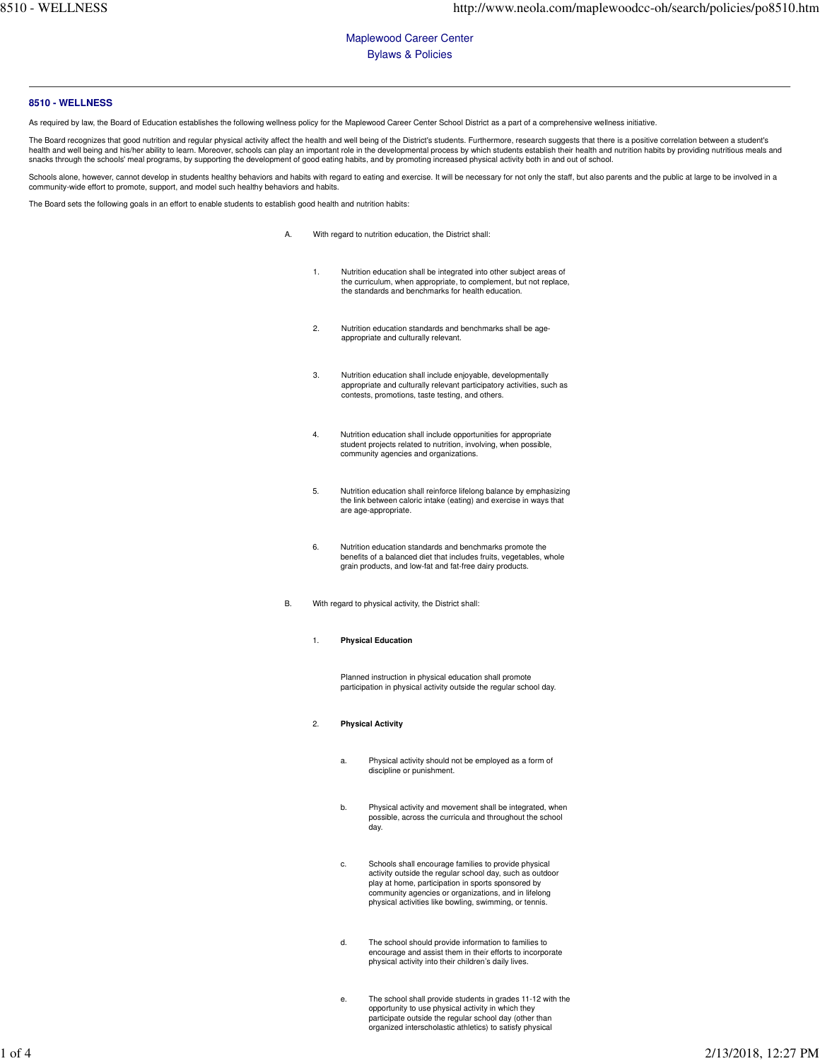Maplewood Career Center
Bylaws & Policies

## 8510 - WELLNESS

As required by law, the Board of Education establishes the following wellness policy for the Maplewood Career Center School District as a part of a comprehensive wellness initiative.

The Board recognizes that good nutrition and regular physical activity affect the health and well being of the District's students. Furthermore, research suggests that there is a positive correlation between a student's health and well being and his/her ability to learn. Moreover, schools can play an important role in the developmental process by which students establish their health and nutrition habits by providing nutritious meals and snacks through the schools' meal programs, by supporting the development of good eating habits, and by promoting increased physical activity both in and out of school.

Schools alone, however, cannot develop in students healthy behaviors and habits with regard to eating and exercise. It will be necessary for not only the staff, but also parents and the public at large to be involved in a community-wide effort to promote, support, and model such healthy behaviors and habits.

The Board sets the following goals in an effort to enable students to establish good health and nutrition habits:

A. With regard to nutrition education, the District shall:

   1. Nutrition education shall be integrated into other subject areas of the curriculum, when appropriate, to complement, but not replace, the standards and benchmarks for health education.

   2. Nutrition education standards and benchmarks shall be age-appropriate and culturally relevant.

   3. Nutrition education shall include enjoyable, developmentally appropriate and culturally relevant participatory activities, such as contests, promotions, taste testing, and others.

   4. Nutrition education shall include opportunities for appropriate student projects related to nutrition, involving, when possible, community agencies and organizations.

   5. Nutrition education shall reinforce lifelong balance by emphasizing the link between caloric intake (eating) and exercise in ways that are age-appropriate.

   6. Nutrition education standards and benchmarks promote the benefits of a balanced diet that includes fruits, vegetables, whole grain products, and low-fat and fat-free dairy products.

B. With regard to physical activity, the District shall:

   1. **Physical Education**

      Planned instruction in physical education shall promote participation in physical activity outside the regular school day.

   2. **Physical Activity**

      a. Physical activity should not be employed as a form of discipline or punishment.

      b. Physical activity and movement shall be integrated, when possible, across the curricula and throughout the school day.

      c. Schools shall encourage families to provide physical activity outside the regular school day, such as outdoor play at home, participation in sports sponsored by community agencies or organizations, and in lifelong physical activities like bowling, swimming, or tennis.

      d. The school should provide information to families to encourage and assist them in their efforts to incorporate physical activity into their children's daily lives.

      e. The school shall provide students in grades 11-12 with the opportunity to use physical activity in which they participate outside the regular school day (other than organized interscholastic athletics) to satisfy physical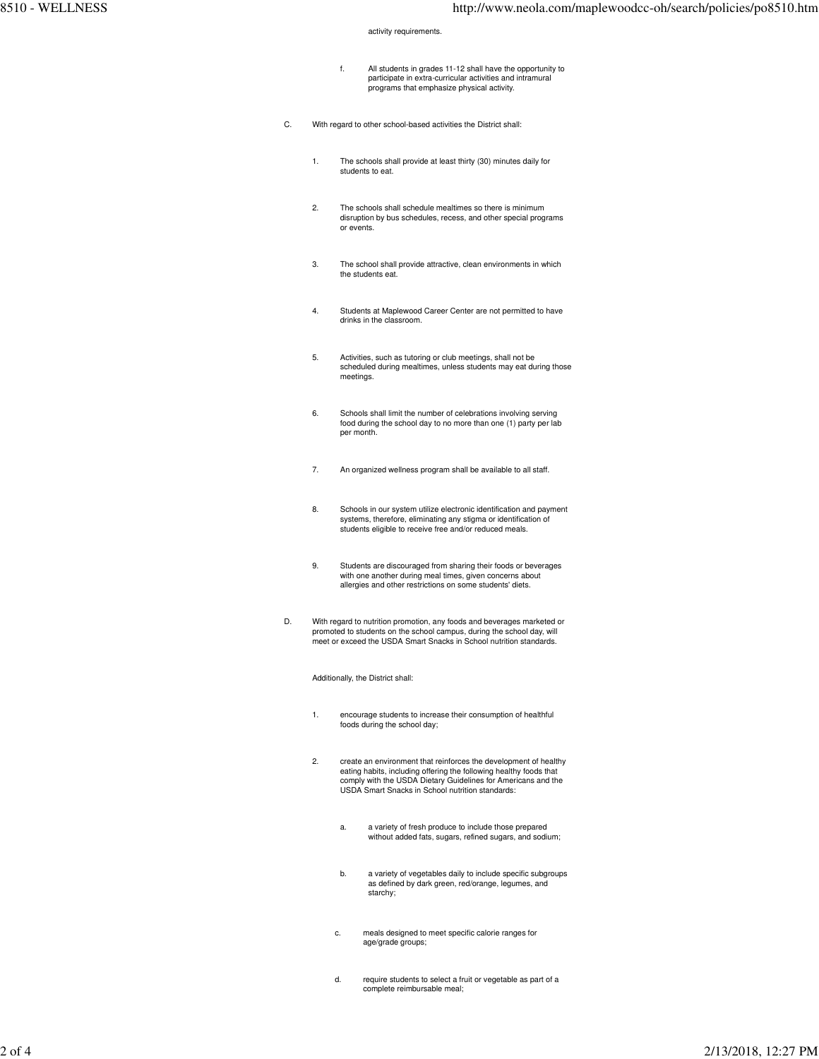activity requirements.

f. All students in grades 11-12 shall have the opportunity to participate in extra-curricular activities and intramural programs that emphasize physical activity.

C. With regard to other school-based activities the District shall:

1. The schools shall provide at least thirty (30) minutes daily for students to eat.

2. The schools shall schedule mealtimes so there is minimum disruption by bus schedules, recess, and other special programs or events.

3. The school shall provide attractive, clean environments in which the students eat.

4. Students at Maplewood Career Center are not permitted to have drinks in the classroom.

5. Activities, such as tutoring or club meetings, shall not be scheduled during mealtimes, unless students may eat during those meetings.

6. Schools shall limit the number of celebrations involving serving food during the school day to no more than one (1) party per lab per month.

7. An organized wellness program shall be available to all staff.

8. Schools in our system utilize electronic identification and payment systems, therefore, eliminating any stigma or identification of students eligible to receive free and/or reduced meals.

9. Students are discouraged from sharing their foods or beverages with one another during meal times, given concerns about allergies and other restrictions on some students' diets.

D. With regard to nutrition promotion, any foods and beverages marketed or promoted to students on the school campus, during the school day, will meet or exceed the USDA Smart Snacks in School nutrition standards.

Additionally, the District shall:

1. encourage students to increase their consumption of healthful foods during the school day;

2. create an environment that reinforces the development of healthy eating habits, including offering the following healthy foods that comply with the USDA Dietary Guidelines for Americans and the USDA Smart Snacks in School nutrition standards:

   a. a variety of fresh produce to include those prepared without added fats, sugars, refined sugars, and sodium;

   b. a variety of vegetables daily to include specific subgroups as defined by dark green, red/orange, legumes, and starchy;

   c. meals designed to meet specific calorie ranges for age/grade groups;

   d. require students to select a fruit or vegetable as part of a complete reimbursable meal;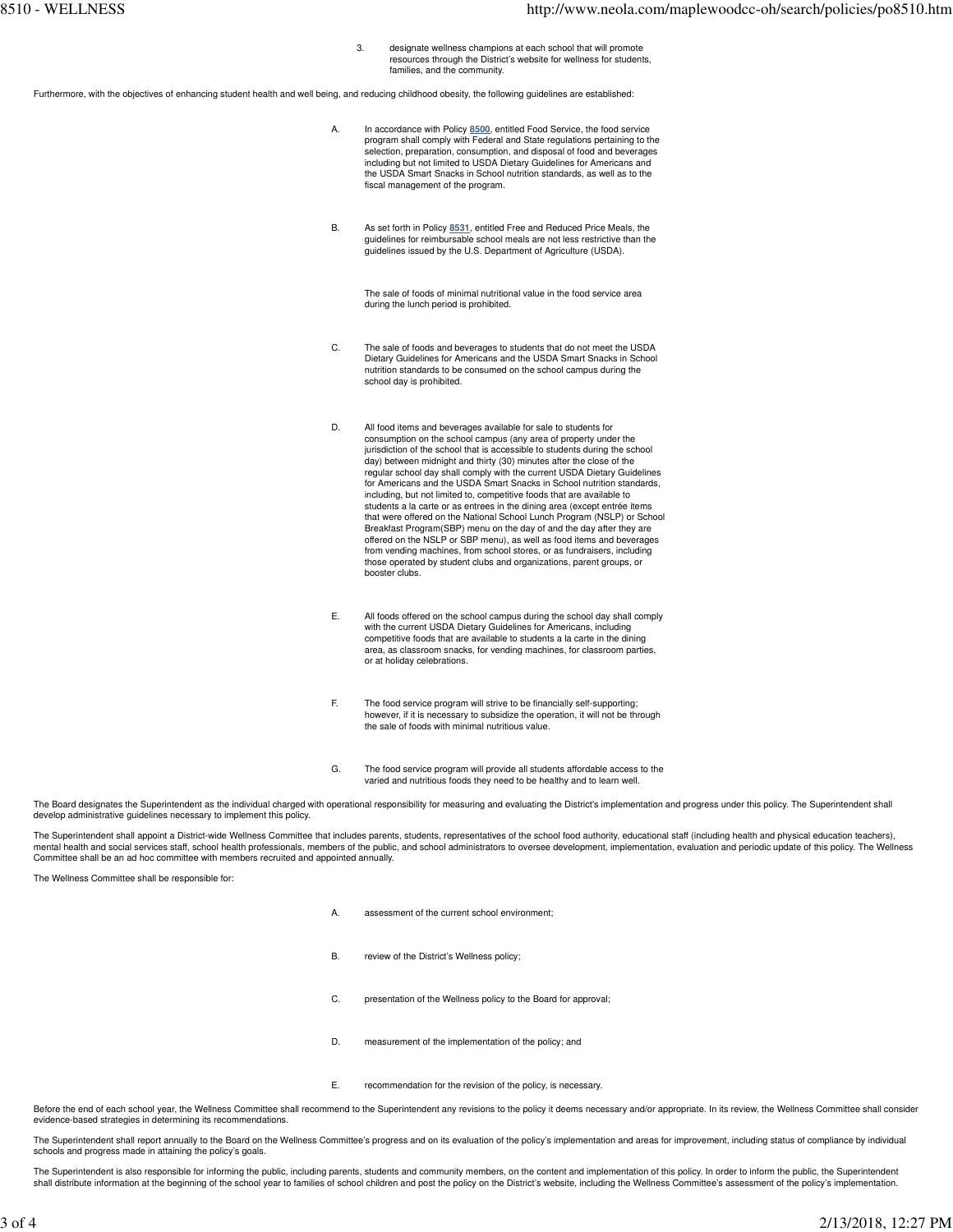3. designate wellness champions at each school that will promote resources through the District's website for wellness for students, families, and the community.

Furthermore, with the objectives of enhancing student health and well being, and reducing childhood obesity, the following guidelines are established:

A. In accordance with Policy **8500**, entitled Food Service, the food service program shall comply with Federal and State regulations pertaining to the selection, preparation, consumption, and disposal of food and beverages including but not limited to USDA Dietary Guidelines for Americans and the USDA Smart Snacks in School nutrition standards, as well as to the fiscal management of the program.

B. As set forth in Policy **8531**, entitled Free and Reduced Price Meals, the guidelines for reimbursable school meals are not less restrictive than the guidelines issued by the U.S. Department of Agriculture (USDA).

   The sale of foods of minimal nutritional value in the food service area during the lunch period is prohibited.

C. The sale of foods and beverages to students that do not meet the USDA Dietary Guidelines for Americans and the USDA Smart Snacks in School nutrition standards to be consumed on the school campus during the school day is prohibited.

D. All food items and beverages available for sale to students for consumption on the school campus (any area of property under the jurisdiction of the school that is accessible to students during the school day) between midnight and thirty (30) minutes after the close of the regular school day shall comply with the current USDA Dietary Guidelines for Americans and the USDA Smart Snacks in School nutrition standards, including, but not limited to, competitive foods that are available to students a la carte or as entrees in the dining area (except entrée items that were offered on the National School Lunch Program (NSLP) or School Breakfast Program(SBP) menu on the day of and the day after they are offered on the NSLP or SBP menu), as well as food items and beverages from vending machines, from school stores, or as fundraisers, including those operated by student clubs and organizations, parent groups, or booster clubs.

E. All foods offered on the school campus during the school day shall comply with the current USDA Dietary Guidelines for Americans, including competitive foods that are available to students a la carte in the dining area, as classroom snacks, for vending machines, for classroom parties, or at holiday celebrations.

F. The food service program will strive to be financially self-supporting; however, if it is necessary to subsidize the operation, it will not be through the sale of foods with minimal nutritious value.

G. The food service program will provide all students affordable access to the varied and nutritious foods they need to be healthy and to learn well.

The Board designates the Superintendent as the individual charged with operational responsibility for measuring and evaluating the District's implementation and progress under this policy. The Superintendent shall develop administrative guidelines necessary to implement this policy.

The Superintendent shall appoint a District-wide Wellness Committee that includes parents, students, representatives of the school food authority, educational staff (including health and physical education teachers), mental health and social services staff, school health professionals, members of the public, and school administrators to oversee development, implementation, evaluation and periodic update of this policy. The Wellness Committee shall be an ad hoc committee with members recruited and appointed annually.

The Wellness Committee shall be responsible for:

A. assessment of the current school environment;

B. review of the District's Wellness policy;

C. presentation of the Wellness policy to the Board for approval;

D. measurement of the implementation of the policy; and

E. recommendation for the revision of the policy, is necessary.

Before the end of each school year, the Wellness Committee shall recommend to the Superintendent any revisions to the policy it deems necessary and/or appropriate. In its review, the Wellness Committee shall consider evidence-based strategies in determining its recommendations.

The Superintendent shall report annually to the Board on the Wellness Committee's progress and on its evaluation of the policy's implementation and areas for improvement, including status of compliance by individual schools and progress made in attaining the policy's goals.

The Superintendent is also responsible for informing the public, including parents, students and community members, on the content and implementation of this policy. In order to inform the public, the Superintendent shall distribute information at the beginning of the school year to families of school children and post the policy on the District's website, including the Wellness Committee's assessment of the policy's implementation.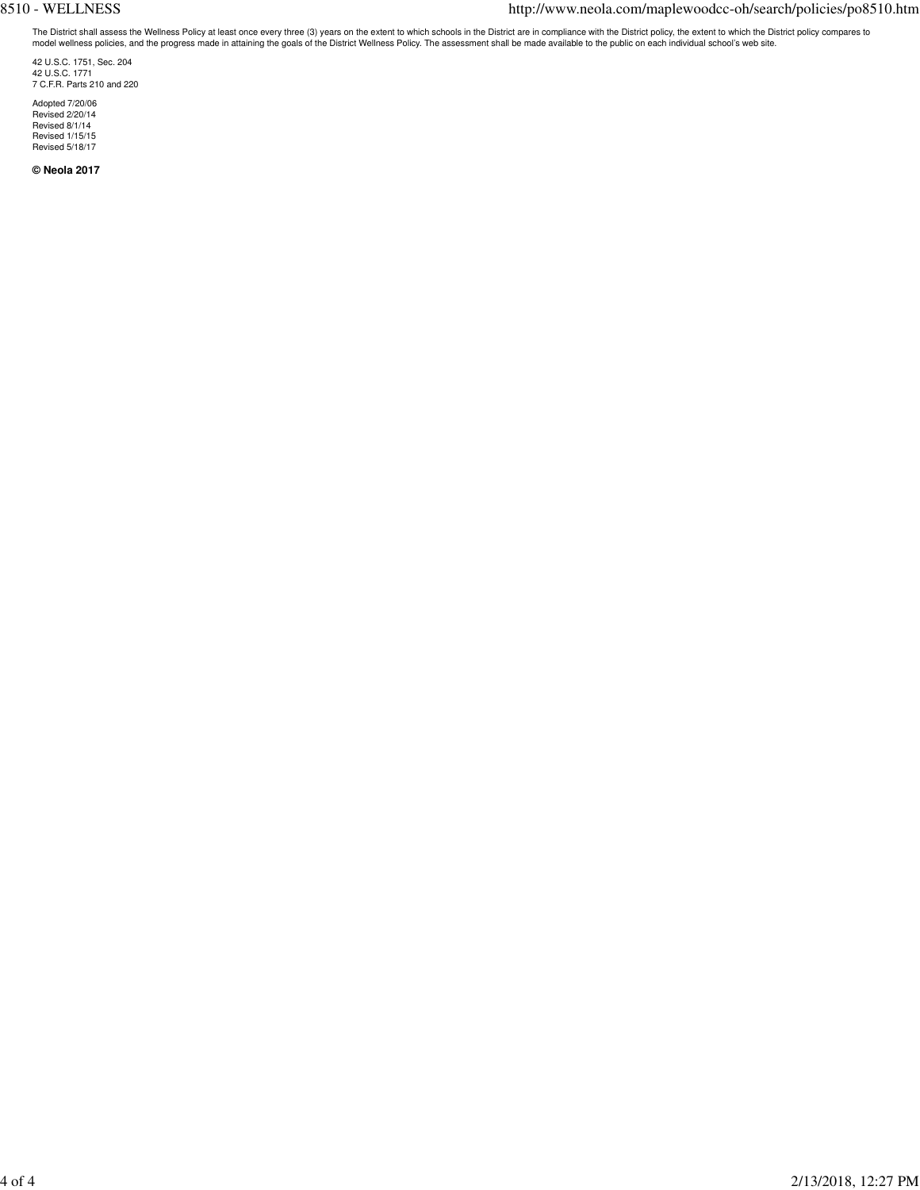The District shall assess the Wellness Policy at least once every three (3) years on the extent to which schools in the District are in compliance with the District policy, the extent to which the District policy compares to model wellness policies, and the progress made in attaining the goals of the District Wellness Policy. The assessment shall be made available to the public on each individual school's web site.

42 U.S.C. 1751, Sec. 204
42 U.S.C. 1771
7 C.F.R. Parts 210 and 220

Adopted 7/20/06
Revised 2/20/14
Revised 8/1/14
Revised 1/15/15
Revised 5/18/17

**© Neola 2017**